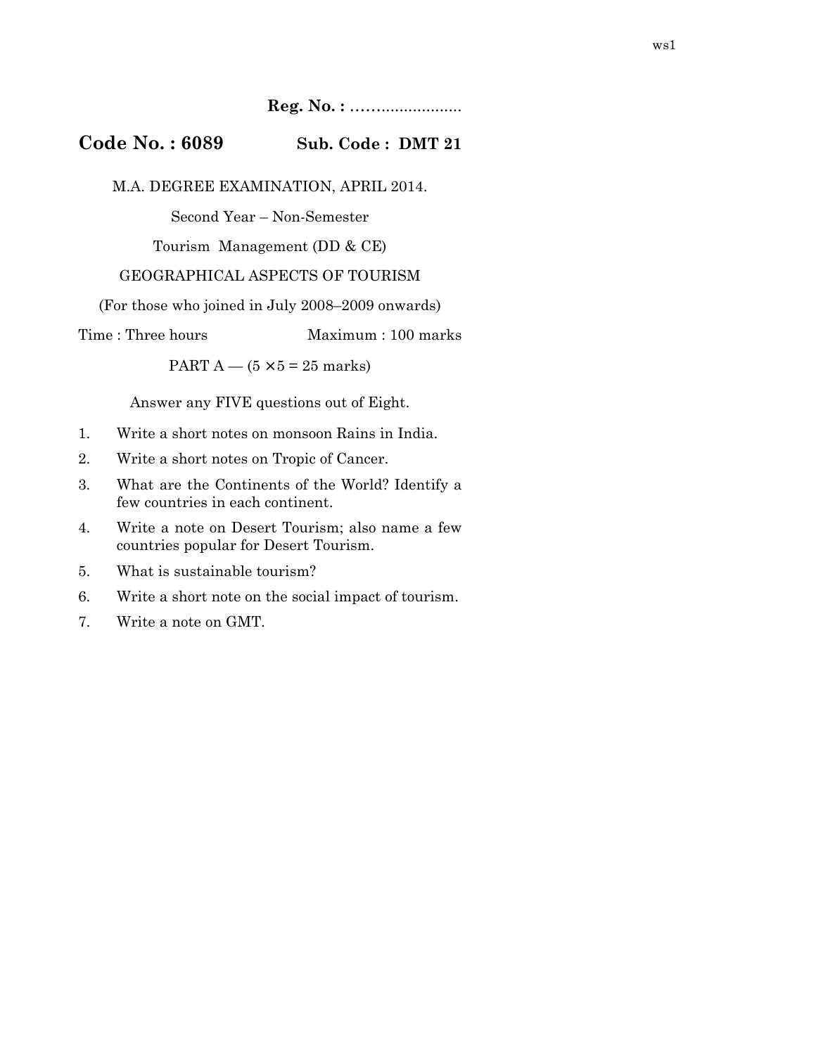**Reg. No. : ……………………**

**Code No. : 6089** **Sub. Code : DMT 21**

M.A. DEGREE EXAMINATION, APRIL 2014.

Second Year – Non-Semester

Tourism Management (DD & CE)

GEOGRAPHICAL ASPECTS OF TOURISM

(For those who joined in July 2008–2009 onwards)

Time : Three hours Maximum : 100 marks

PART A — ($5 \times 5 = 25$ marks)

Answer any FIVE questions out of Eight.

1. Write a short notes on monsoon Rains in India.
2. Write a short notes on Tropic of Cancer.
3. What are the Continents of the World? Identify a few countries in each continent.
4. Write a note on Desert Tourism; also name a few countries popular for Desert Tourism.
5. What is sustainable tourism?
6. Write a short note on the social impact of tourism.
7. Write a note on GMT.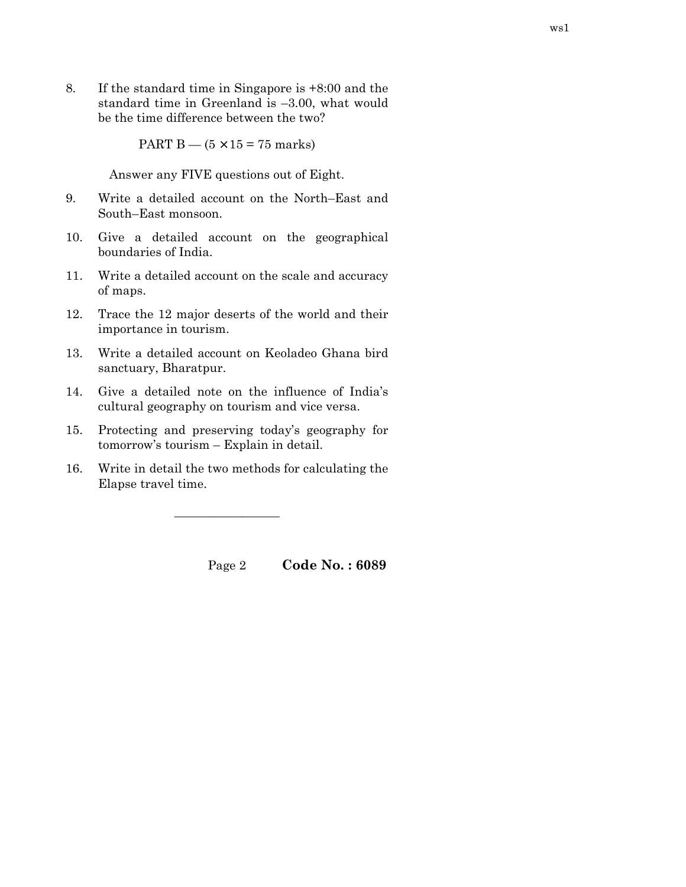8. If the standard time in Singapore is +8:00 and the standard time in Greenland is –3.00, what would be the time difference between the two?

PART B — (5 × 15 = 75 marks)

Answer any FIVE questions out of Eight.

9. Write a detailed account on the North–East and South–East monsoon.

10. Give a detailed account on the geographical boundaries of India.

11. Write a detailed account on the scale and accuracy of maps.

12. Trace the 12 major deserts of the world and their importance in tourism.

13. Write a detailed account on Keoladeo Ghana bird sanctuary, Bharatpur.

14. Give a detailed note on the influence of India's cultural geography on tourism and vice versa.

15. Protecting and preserving today's geography for tomorrow's tourism – Explain in detail.

16. Write in detail the two methods for calculating the Elapse travel time.

————————